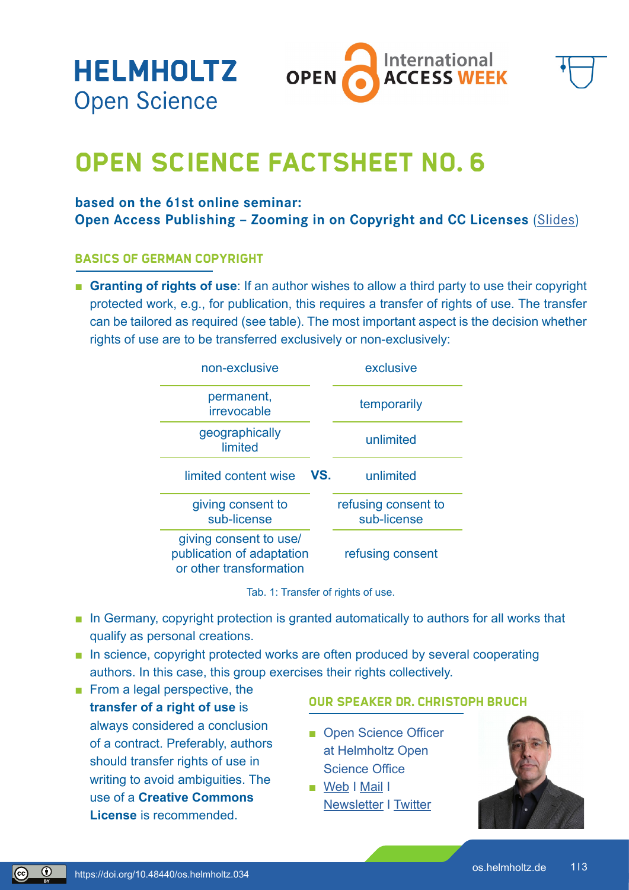HELMHOLTZ
Open Science

OPEN International ACCESS WEEK

# OPEN SCIENCE FACTSHEET NO. 6

**based on the 61st online seminar:**
**Open Access Publishing – Zooming in on Copyright and CC Licenses** (Slides)

## BASICS OF GERMAN COPYRIGHT

- **Granting of rights of use**: If an author wishes to allow a third party to use their copyright protected work, e.g., for publication, this requires a transfer of rights of use. The transfer can be tailored as required (see table). The most important aspect is the decision whether rights of use are to be transferred exclusively or non-exclusively:

| non-exclusive | | exclusive |
|---|---|---|
| permanent, irrevocable | | temporarily |
| geographically limited | | unlimited |
| limited content wise | VS. | unlimited |
| giving consent to sub-license | | refusing consent to sub-license |
| giving consent to use/ publication of adaptation or other transformation | | refusing consent |

Tab. 1: Transfer of rights of use.

- In Germany, copyright protection is granted automatically to authors for all works that qualify as personal creations.
- In science, copyright protected works are often produced by several cooperating authors. In this case, this group exercises their rights collectively.
- From a legal perspective, the **transfer of a right of use** is always considered a conclusion of a contract. Preferably, authors should transfer rights of use in writing to avoid ambiguities. The use of a **Creative Commons License** is recommended.

## OUR SPEAKER DR. CHRISTOPH BRUCH

- Open Science Officer at Helmholtz Open Science Office
- Web I Mail I Newsletter I Twitter

https://doi.org/10.48440/os.helmholtz.034

os.helmholtz.de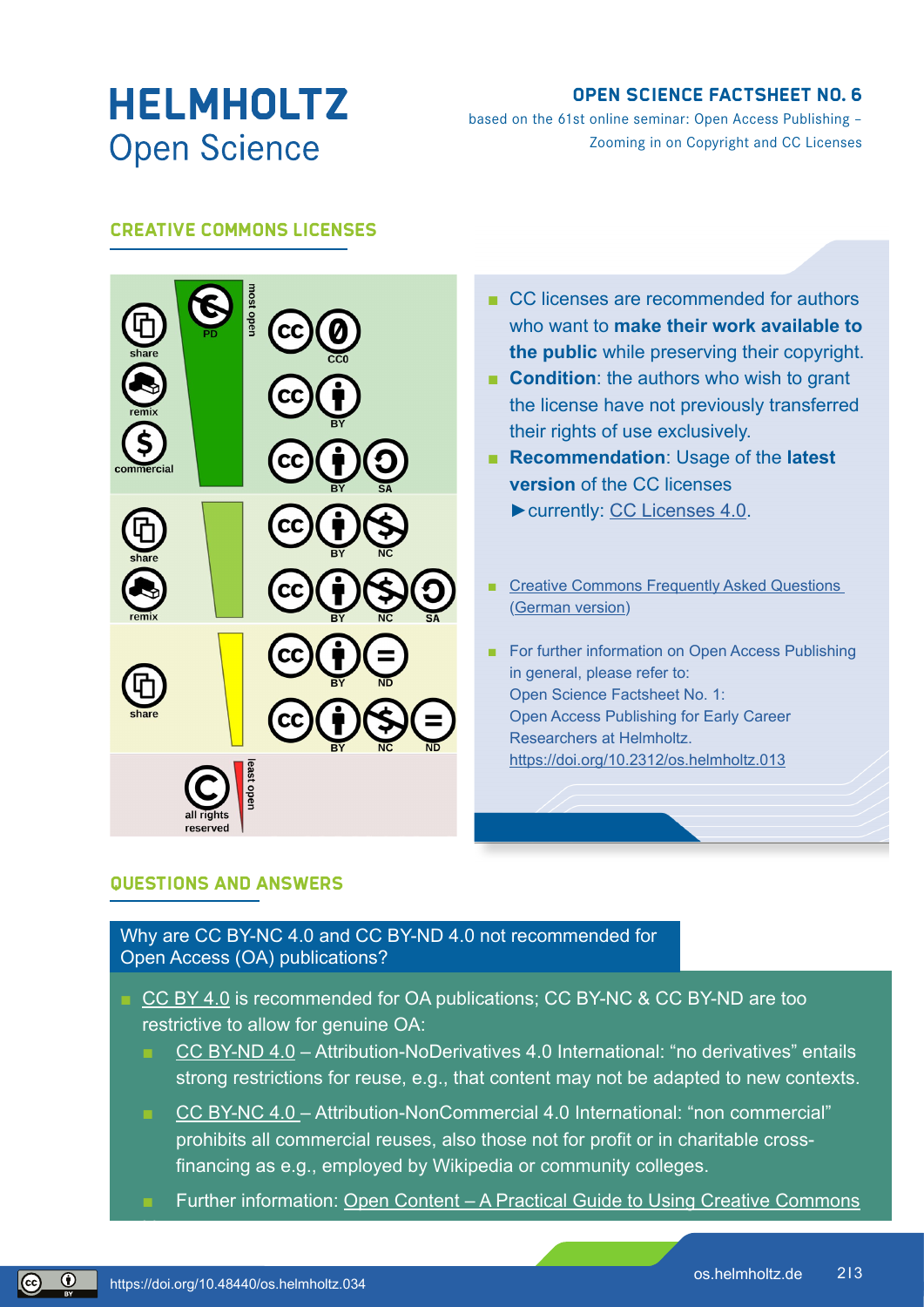# HELMHOLTZ Open Science

**OPEN SCIENCE FACTSHEET NO. 6**
based on the 61st online seminar: Open Access Publishing – Zooming in on Copyright and CC Licenses

## CREATIVE COMMONS LICENSES

most open

share, remix, commercial: PD; CC0; CC BY; CC BY SA

share, remix: CC BY NC; CC BY NC SA

share: CC BY ND; CC BY NC ND

all rights reserved

least open

- CC licenses are recommended for authors who want to **make their work available to the public** while preserving their copyright.
- **Condition**: the authors who wish to grant the license have not previously transferred their rights of use exclusively.
- **Recommendation**: Usage of the **latest version** of the CC licenses
  ►currently: CC Licenses 4.0.

- Creative Commons Frequently Asked Questions (German version)

- For further information on Open Access Publishing in general, please refer to:
  Open Science Factsheet No. 1:
  Open Access Publishing for Early Career Researchers at Helmholtz.
  https://doi.org/10.2312/os.helmholtz.013

## QUESTIONS AND ANSWERS

### Why are CC BY-NC 4.0 and CC BY-ND 4.0 not recommended for Open Access (OA) publications?

- CC BY 4.0 is recommended for OA publications; CC BY-NC & CC BY-ND are too restrictive to allow for genuine OA:
  - CC BY-ND 4.0 – Attribution-NoDerivatives 4.0 International: "no derivatives" entails strong restrictions for reuse, e.g., that content may not be adapted to new contexts.
  - CC BY-NC 4.0 – Attribution-NonCommercial 4.0 International: "non commercial" prohibits all commercial reuses, also those not for profit or in charitable cross-financing as e.g., employed by Wikipedia or community colleges.
  - Further information: Open Content – A Practical Guide to Using Creative Commons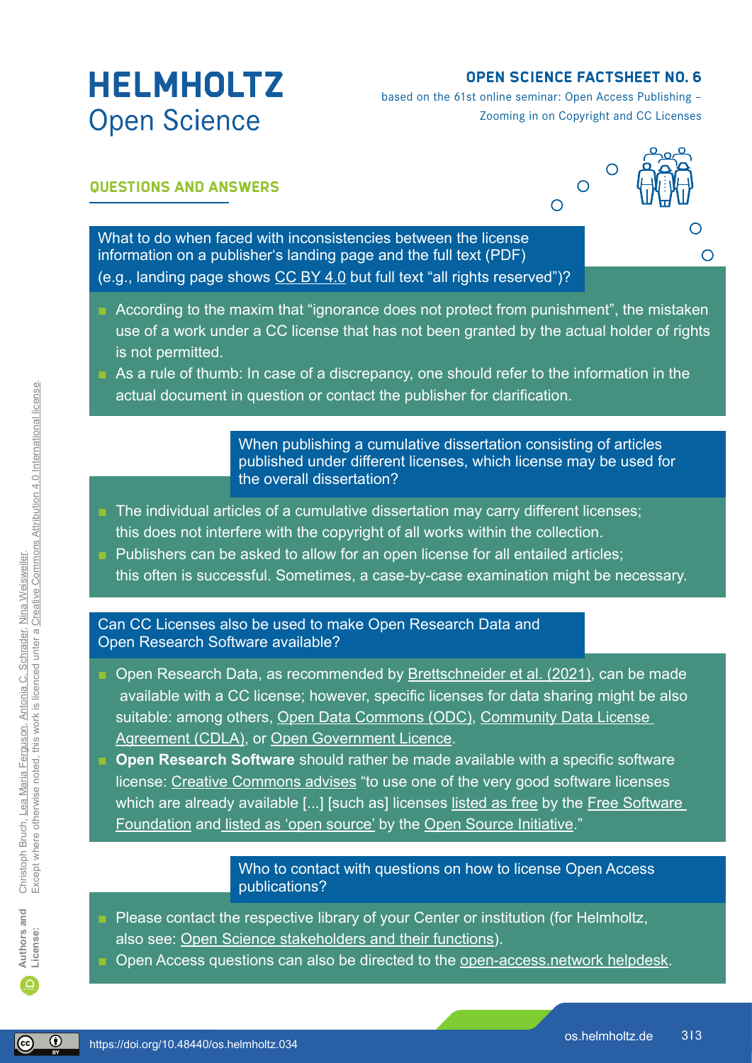# HELMHOLTZ Open Science

**OPEN SCIENCE FACTSHEET NO. 6**

based on the 61st online seminar: Open Access Publishing – Zooming in on Copyright and CC Licenses

## QUESTIONS AND ANSWERS

### What to do when faced with inconsistencies between the license information on a publisher's landing page and the full text (PDF) (e.g., landing page shows CC BY 4.0 but full text "all rights reserved")?

- According to the maxim that "ignorance does not protect from punishment", the mistaken use of a work under a CC license that has not been granted by the actual holder of rights is not permitted.
- As a rule of thumb: In case of a discrepancy, one should refer to the information in the actual document in question or contact the publisher for clarification.

### When publishing a cumulative dissertation consisting of articles published under different licenses, which license may be used for the overall dissertation?

- The individual articles of a cumulative dissertation may carry different licenses; this does not interfere with the copyright of all works within the collection.
- Publishers can be asked to allow for an open license for all entailed articles; this often is successful. Sometimes, a case-by-case examination might be necessary.

### Can CC Licenses also be used to make Open Research Data and Open Research Software available?

- Open Research Data, as recommended by Brettschneider et al. (2021), can be made available with a CC license; however, specific licenses for data sharing might be also suitable: among others, Open Data Commons (ODC), Community Data License Agreement (CDLA), or Open Government Licence.
- **Open Research Software** should rather be made available with a specific software license: Creative Commons advises "to use one of the very good software licenses which are already available [...] [such as] licenses listed as free by the Free Software Foundation and listed as 'open source' by the Open Source Initiative."

### Who to contact with questions on how to license Open Access publications?

- Please contact the respective library of your Center or institution (for Helmholtz, also see: Open Science stakeholders and their functions).
- Open Access questions can also be directed to the open-access.network helpdesk.

**Authors and License:** Christoph Bruch, Lea Maria Ferguson, Antonia C. Schrader, Nina Weisweiler. Except where otherwise noted, this work is licenced under a Creative Commons Attribution 4.0 International license.

https://doi.org/10.48440/os.helmholtz.034

os.helmholtz.de